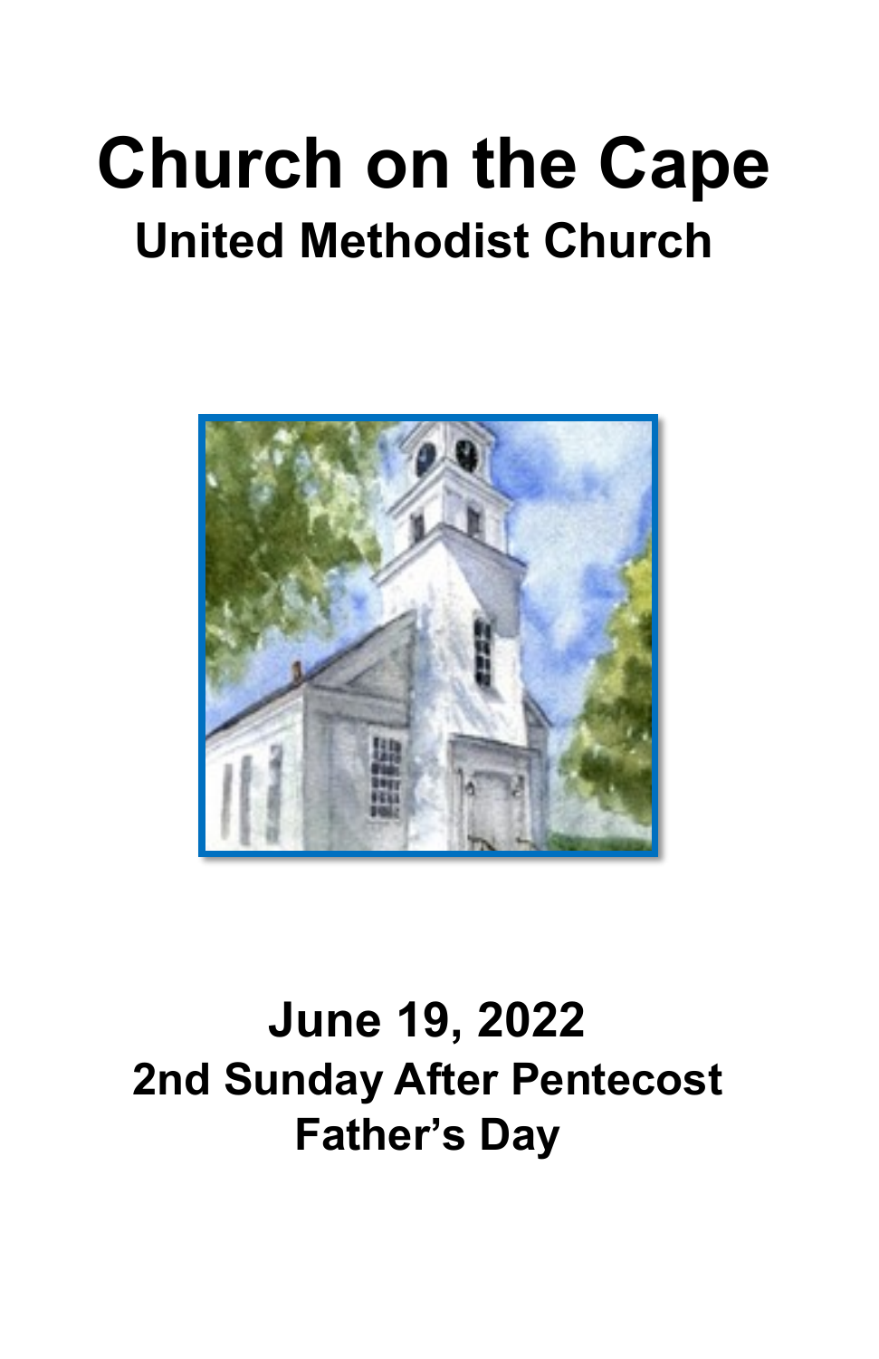# Church on the Cape

## United Methodist Church

## June 19, 2022

### 2nd Sunday After Pentecost

### Father's Day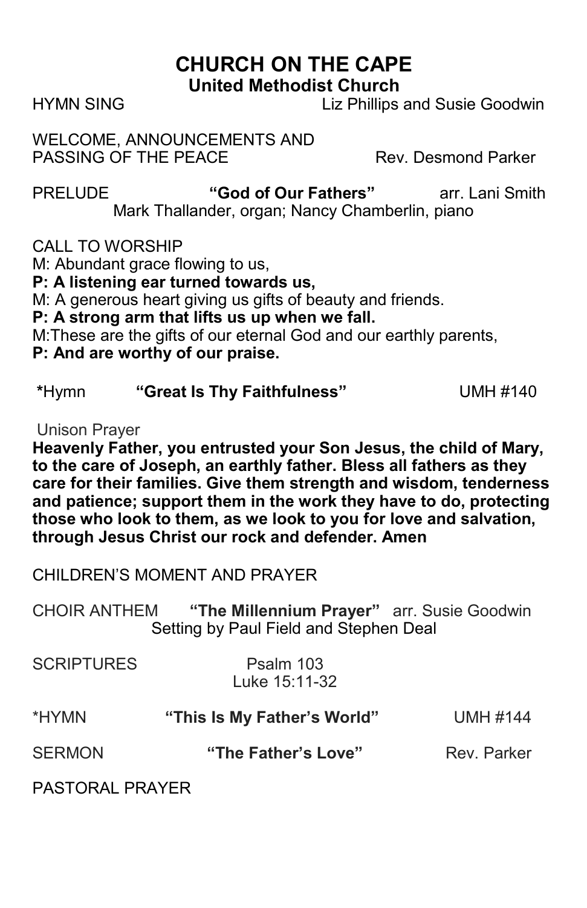# CHURCH ON THE CAPE

## United Methodist Church

HYMN SING Liz Phillips and Susie Goodwin

WELCOME, ANNOUNCEMENTS AND PASSING OF THE PEACE Rev. Desmond Parker

PRELUDE **"God of Our Fathers"** arr. Lani Smith
Mark Thallander, organ; Nancy Chamberlin, piano

CALL TO WORSHIP

M: Abundant grace flowing to us,

**P: A listening ear turned towards us,**

M: A generous heart giving us gifts of beauty and friends.

**P: A strong arm that lifts us up when we fall.**

M:These are the gifts of our eternal God and our earthly parents,

**P: And are worthy of our praise.**

**\***Hymn **"Great Is Thy Faithfulness"** UMH #140

Unison Prayer

**Heavenly Father, you entrusted your Son Jesus, the child of Mary, to the care of Joseph, an earthly father. Bless all fathers as they care for their families. Give them strength and wisdom, tenderness and patience; support them in the work they have to do, protecting those who look to them, as we look to you for love and salvation, through Jesus Christ our rock and defender. Amen**

CHILDREN'S MOMENT AND PRAYER

CHOIR ANTHEM **"The Millennium Prayer"** arr. Susie Goodwin
Setting by Paul Field and Stephen Deal

SCRIPTURES Psalm 103
Luke 15:11-32

*HYMN **"This Is My Father's World"** UMH #144

SERMON **"The Father's Love"** Rev. Parker

PASTORAL PRAYER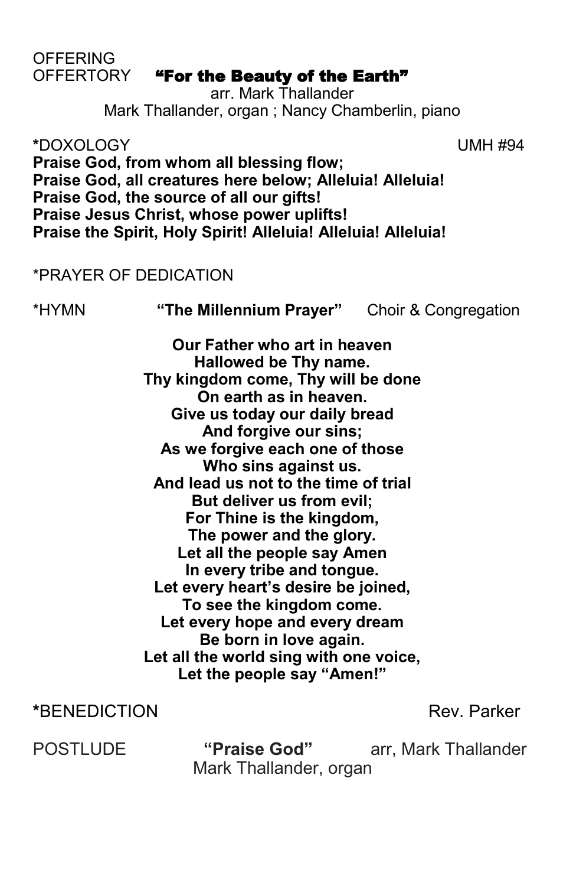OFFERING

OFFERTORY **"For the Beauty of the Earth"**
arr. Mark Thallander
Mark Thallander, organ ; Nancy Chamberlin, piano

**\***DOXOLOGY UMH #94

**Praise God, from whom all blessing flow;**
**Praise God, all creatures here below; Alleluia! Alleluia!**
**Praise God, the source of all our gifts!**
**Praise Jesus Christ, whose power uplifts!**
**Praise the Spirit, Holy Spirit! Alleluia! Alleluia! Alleluia!**

*PRAYER OF DEDICATION

*HYMN **"The Millennium Prayer"** Choir & Congregation

**Our Father who art in heaven**
**Hallowed be Thy name.**
**Thy kingdom come, Thy will be done**
**On earth as in heaven.**
**Give us today our daily bread**
**And forgive our sins;**
**As we forgive each one of those**
**Who sins against us.**
**And lead us not to the time of trial**
**But deliver us from evil;**
**For Thine is the kingdom,**
**The power and the glory.**
**Let all the people say Amen**
**In every tribe and tongue.**
**Let every heart's desire be joined,**
**To see the kingdom come.**
**Let every hope and every dream**
**Be born in love again.**
**Let all the world sing with one voice,**
**Let the people say "Amen!"**

**\***BENEDICTION Rev. Parker

POSTLUDE **"Praise God"** arr, Mark Thallander
Mark Thallander, organ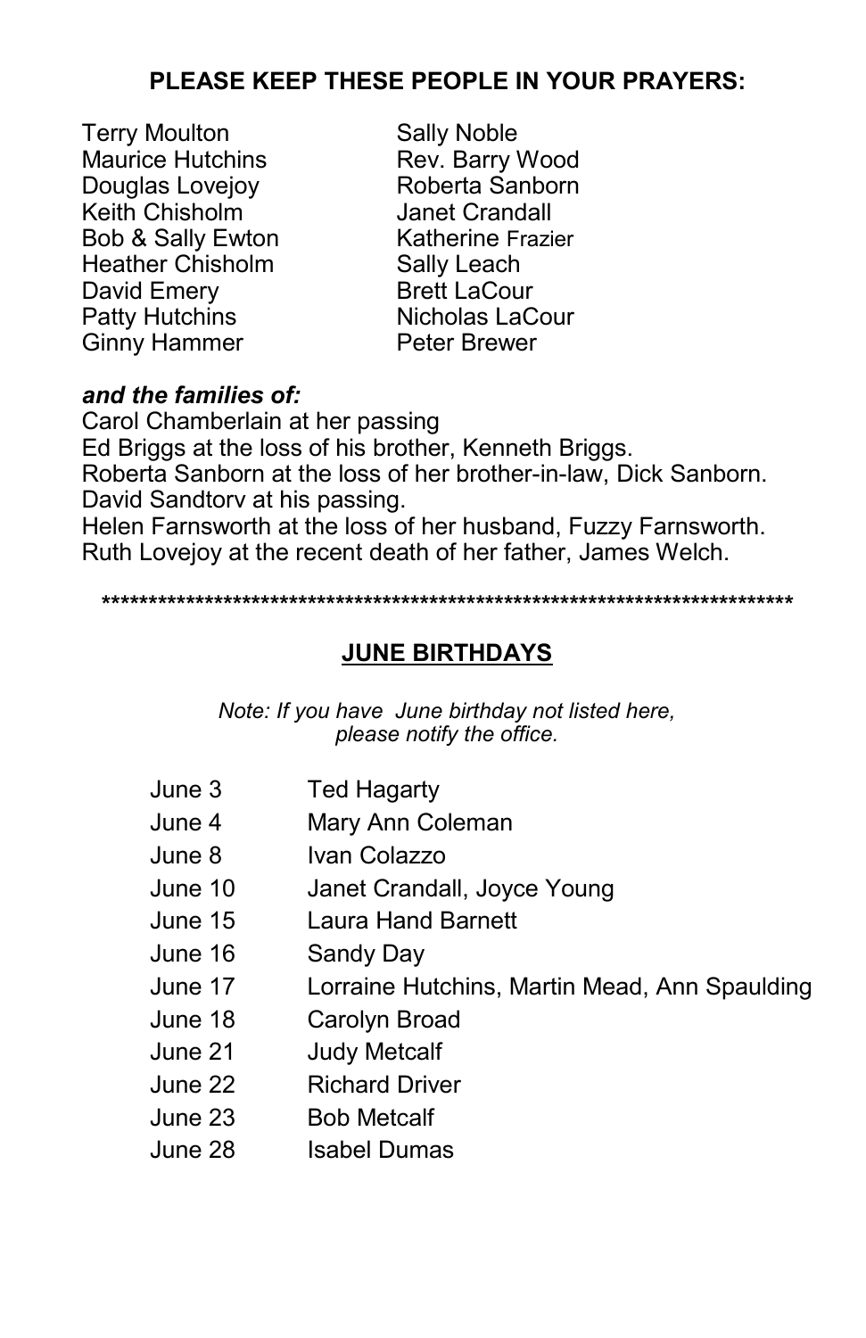**PLEASE KEEP THESE PEOPLE IN YOUR PRAYERS:**

Terry Moulton
Maurice Hutchins
Douglas Lovejoy
Keith Chisholm
Bob & Sally Ewton
Heather Chisholm
David Emery
Patty Hutchins
Ginny Hammer
Sally Noble
Rev. Barry Wood
Roberta Sanborn
Janet Crandall
Katherine Frazier
Sally Leach
Brett LaCour
Nicholas LaCour
Peter Brewer

***and the families of:***

Carol Chamberlain at her passing
Ed Briggs at the loss of his brother, Kenneth Briggs.
Roberta Sanborn at the loss of her brother-in-law, Dick Sanborn.
David Sandtorv at his passing.
Helen Farnsworth at the loss of her husband, Fuzzy Farnsworth.
Ruth Lovejoy at the recent death of her father, James Welch.

******************************************************************************

## JUNE BIRTHDAYS

*Note: If you have June birthday not listed here, please notify the office.*

| | |
|---|---|
| June 3 | Ted Hagarty |
| June 4 | Mary Ann Coleman |
| June 8 | Ivan Colazzo |
| June 10 | Janet Crandall, Joyce Young |
| June 15 | Laura Hand Barnett |
| June 16 | Sandy Day |
| June 17 | Lorraine Hutchins, Martin Mead, Ann Spaulding |
| June 18 | Carolyn Broad |
| June 21 | Judy Metcalf |
| June 22 | Richard Driver |
| June 23 | Bob Metcalf |
| June 28 | Isabel Dumas |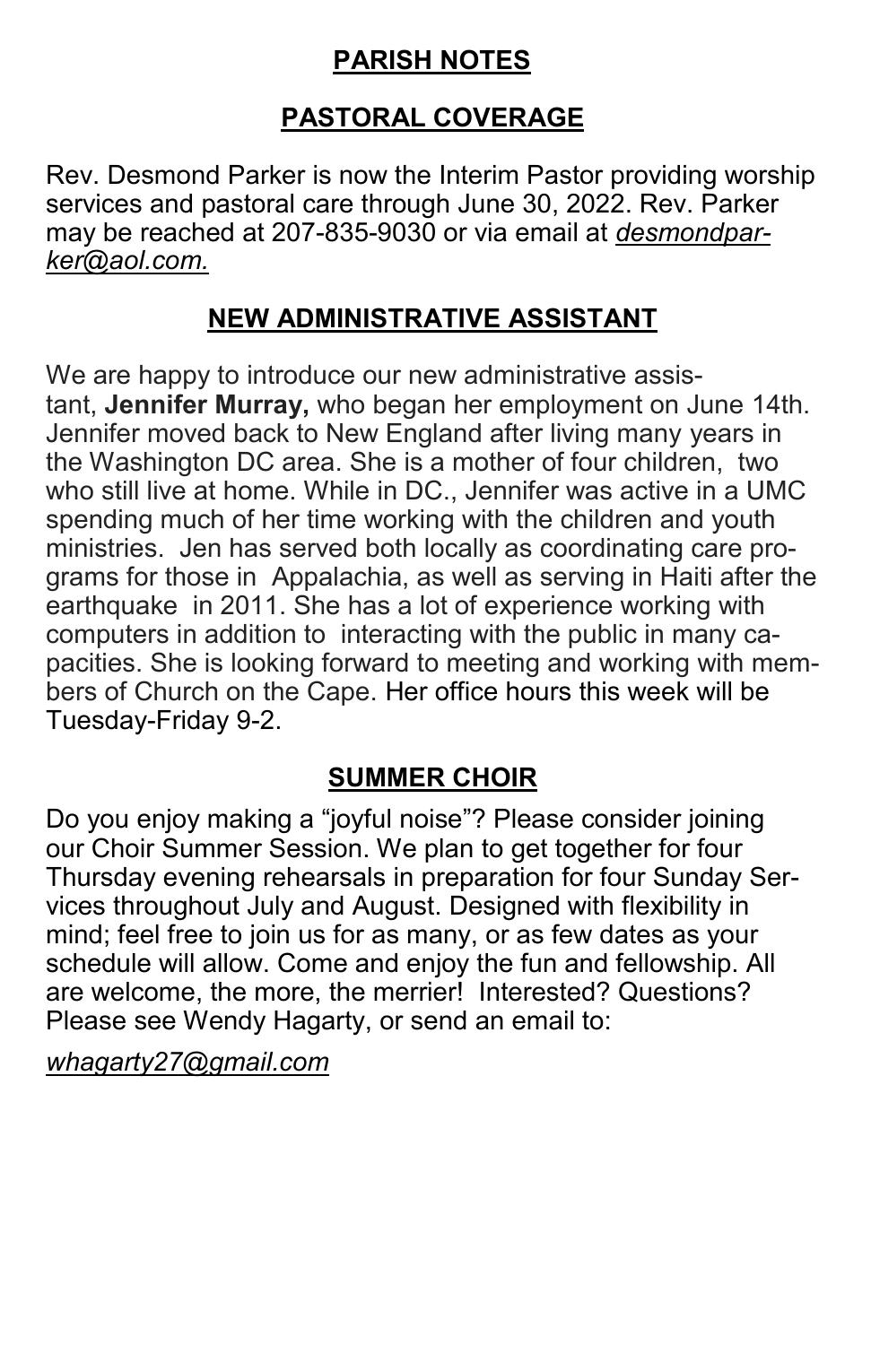## PARISH NOTES

### PASTORAL COVERAGE

Rev. Desmond Parker is now the Interim Pastor providing worship services and pastoral care through June 30, 2022. Rev. Parker may be reached at 207-835-9030 or via email at *desmondparker@aol.com.*

### NEW ADMINISTRATIVE ASSISTANT

We are happy to introduce our new administrative assistant, **Jennifer Murray,** who began her employment on June 14th. Jennifer moved back to New England after living many years in the Washington DC area. She is a mother of four children, two who still live at home. While in DC., Jennifer was active in a UMC spending much of her time working with the children and youth ministries. Jen has served both locally as coordinating care programs for those in Appalachia, as well as serving in Haiti after the earthquake in 2011. She has a lot of experience working with computers in addition to interacting with the public in many capacities. She is looking forward to meeting and working with members of Church on the Cape. Her office hours this week will be Tuesday-Friday 9-2.

### SUMMER CHOIR

Do you enjoy making a "joyful noise"? Please consider joining our Choir Summer Session. We plan to get together for four Thursday evening rehearsals in preparation for four Sunday Services throughout July and August. Designed with flexibility in mind; feel free to join us for as many, or as few dates as your schedule will allow. Come and enjoy the fun and fellowship. All are welcome, the more, the merrier! Interested? Questions? Please see Wendy Hagarty, or send an email to:

*whagarty27@gmail.com*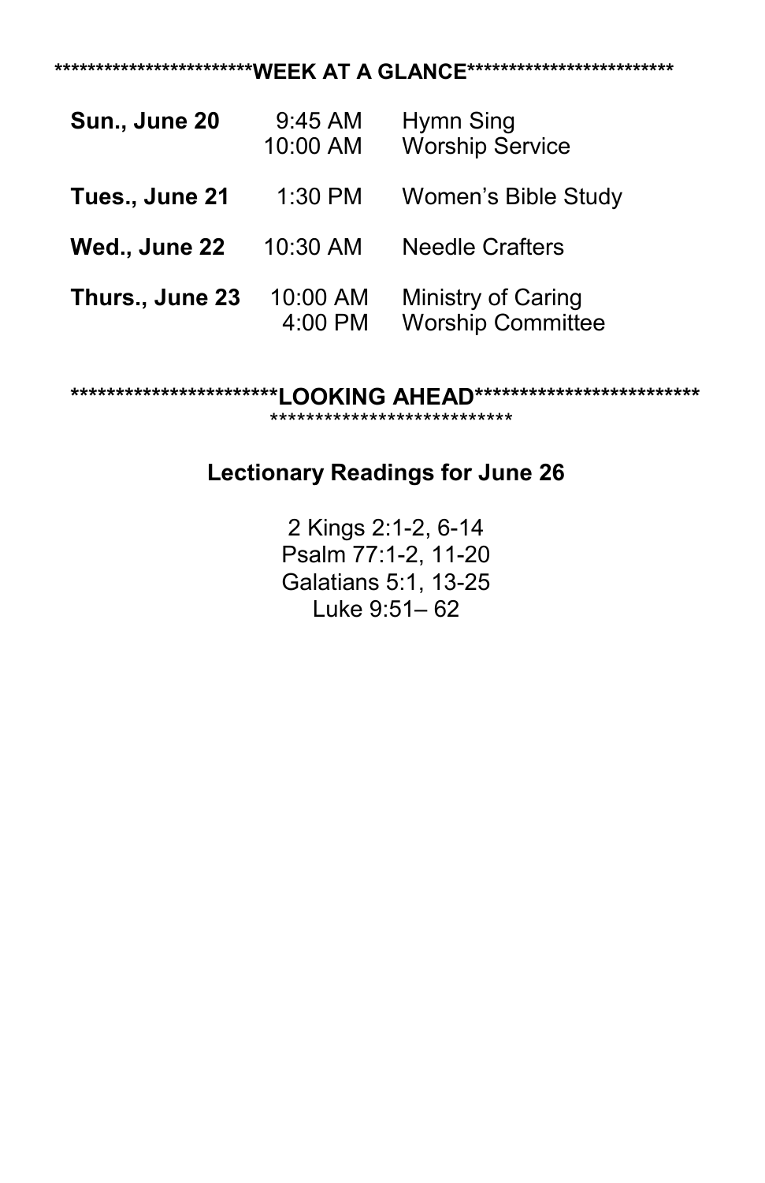***********************WEEK AT A GLANCE************************

| | | |
|---|---|---|
| **Sun., June 20** | 9:45 AM | Hymn Sing |
| | 10:00 AM | Worship Service |
| **Tues., June 21** | 1:30 PM | Women's Bible Study |
| **Wed., June 22** | 10:30 AM | Needle Crafters |
| **Thurs., June 23** | 10:00 AM | Ministry of Caring |
| | 4:00 PM | Worship Committee |

**************************LOOKING AHEAD**************************
***************************

## Lectionary Readings for June 26

2 Kings 2:1-2, 6-14
Psalm 77:1-2, 11-20
Galatians 5:1, 13-25
Luke 9:51– 62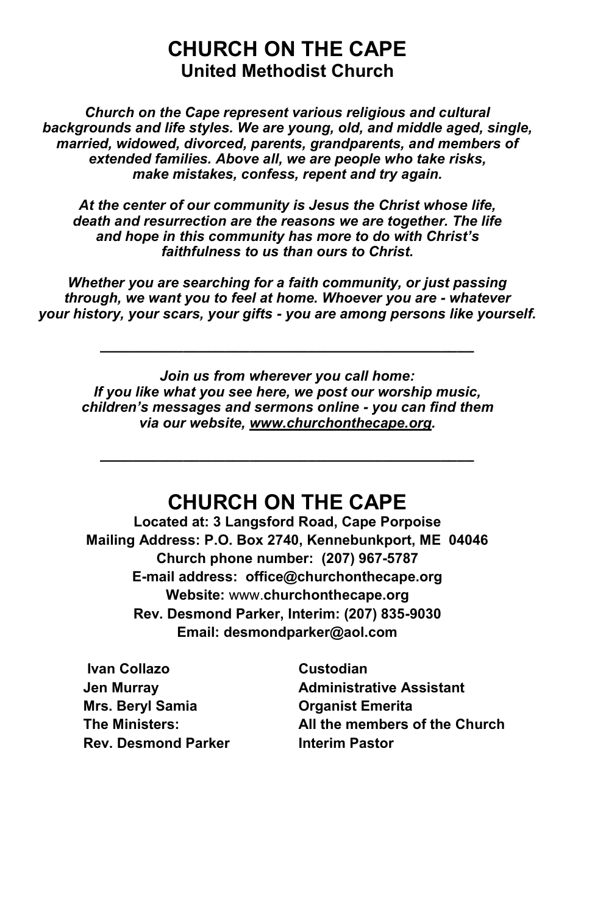# CHURCH ON THE CAPE

## United Methodist Church

***Church on the Cape represent various religious and cultural backgrounds and life styles. We are young, old, and middle aged, single, married, widowed, divorced, parents, grandparents, and members of extended families. Above all, we are people who take risks, make mistakes, confess, repent and try again.***

***At the center of our community is Jesus the Christ whose life, death and resurrection are the reasons we are together. The life and hope in this community has more to do with Christ's faithfulness to us than ours to Christ.***

***Whether you are searching for a faith community, or just passing through, we want you to feel at home. Whoever you are - whatever your history, your scars, your gifts - you are among persons like yourself.***

---

***Join us from wherever you call home: If you like what you see here, we post our worship music, children's messages and sermons online - you can find them via our website, www.churchonthecape.org.***

---

# CHURCH ON THE CAPE

**Located at: 3 Langsford Road, Cape Porpoise**
**Mailing Address: P.O. Box 2740, Kennebunkport, ME 04046**
**Church phone number: (207) 967-5787**
**E-mail address: office@churchonthecape.org**
**Website:** www.**churchonthecape.org**
**Rev. Desmond Parker, Interim: (207) 835-9030**
**Email: desmondparker@aol.com**

| | |
|---|---|
| **Ivan Collazo** | **Custodian** |
| **Jen Murray** | **Administrative Assistant** |
| **Mrs. Beryl Samia** | **Organist Emerita** |
| **The Ministers:** | **All the members of the Church** |
| **Rev. Desmond Parker** | **Interim Pastor** |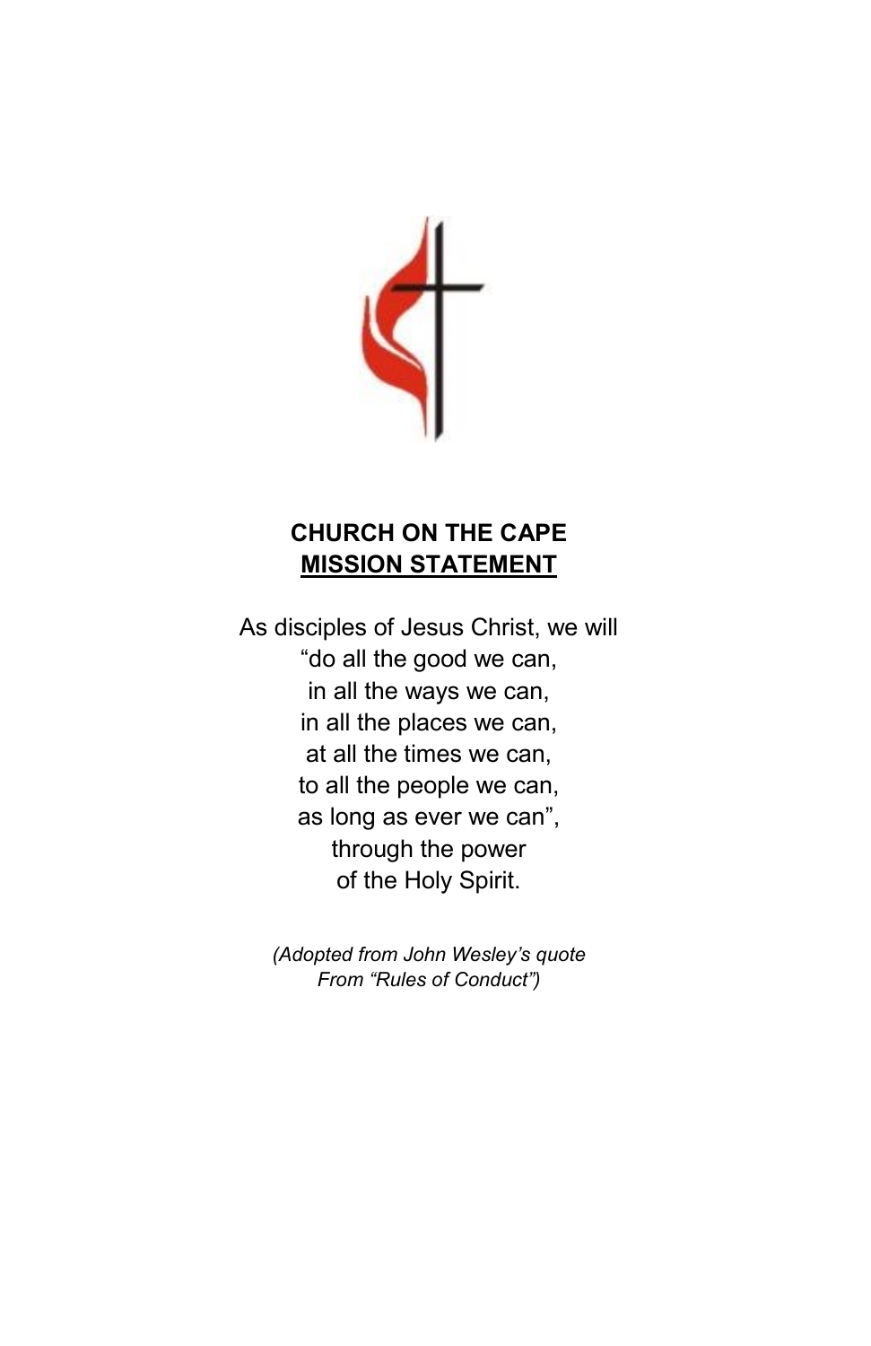**CHURCH ON THE CAPE**
**MISSION STATEMENT**

As disciples of Jesus Christ, we will
“do all the good we can,
in all the ways we can,
in all the places we can,
at all the times we can,
to all the people we can,
as long as ever we can”,
through the power
of the Holy Spirit.

*(Adopted from John Wesley’s quote*
*From “Rules of Conduct”)*